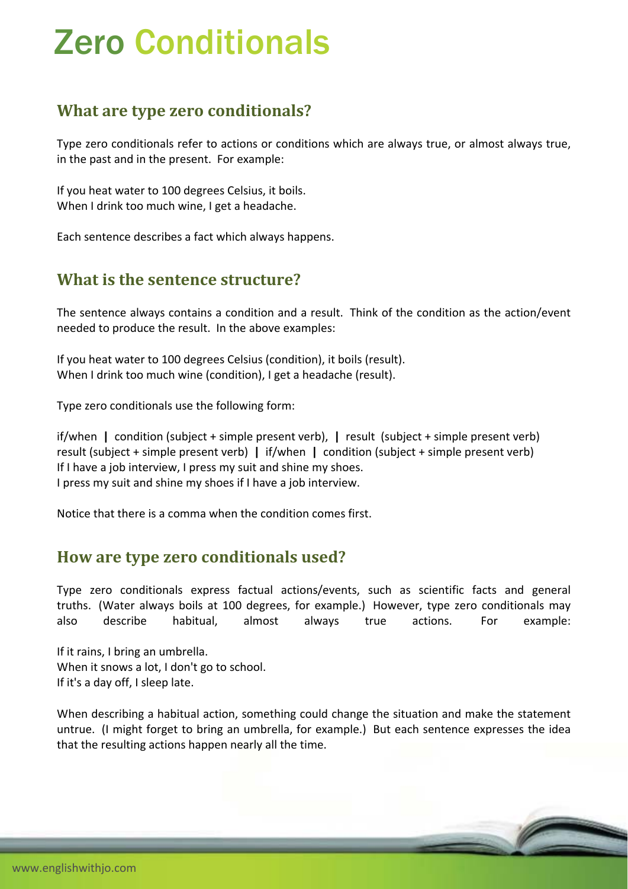# Zero Conditionals

## What are type zero conditionals?

Type zero conditionals refer to actions or conditions which are always true, or almost always true, in the past and in the present. For example:

If you heat water to 100 degrees Celsius, it boils.
When I drink too much wine, I get a headache.

Each sentence describes a fact which always happens.

## What is the sentence structure?

The sentence always contains a condition and a result. Think of the condition as the action/event needed to produce the result. In the above examples:

If you heat water to 100 degrees Celsius (condition), it boils (result).
When I drink too much wine (condition), I get a headache (result).

Type zero conditionals use the following form:

if/when **|** condition (subject + simple present verb), **|** result (subject + simple present verb)
result (subject + simple present verb) **|** if/when **|** condition (subject + simple present verb)
If I have a job interview, I press my suit and shine my shoes.
I press my suit and shine my shoes if I have a job interview.

Notice that there is a comma when the condition comes first.

## How are type zero conditionals used?

Type zero conditionals express factual actions/events, such as scientific facts and general truths. (Water always boils at 100 degrees, for example.) However, type zero conditionals may also describe habitual, almost always true actions. For example:

If it rains, I bring an umbrella.
When it snows a lot, I don't go to school.
If it's a day off, I sleep late.

When describing a habitual action, something could change the situation and make the statement untrue. (I might forget to bring an umbrella, for example.) But each sentence expresses the idea that the resulting actions happen nearly all the time.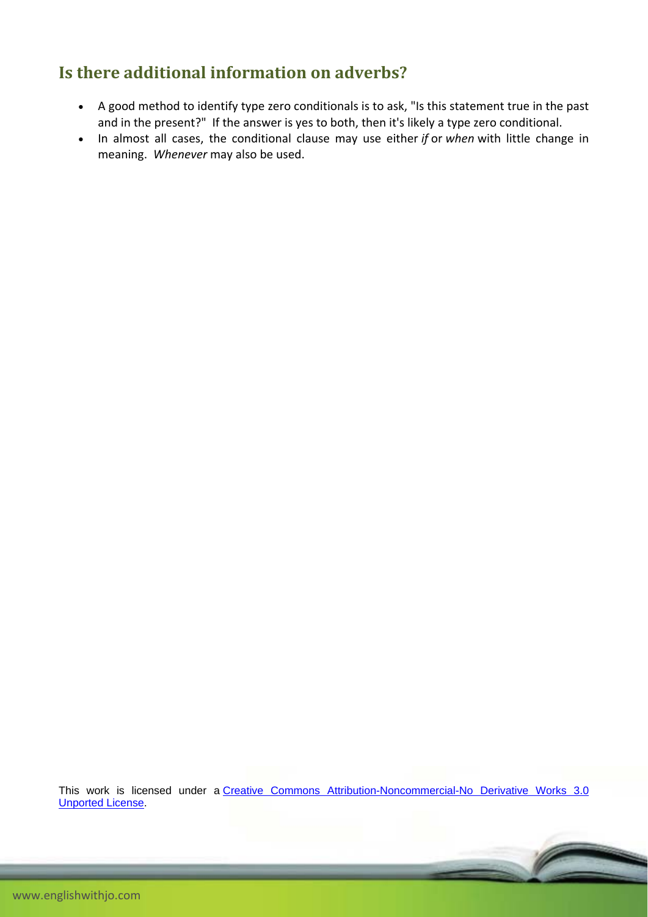## Is there additional information on adverbs?

- A good method to identify type zero conditionals is to ask, "Is this statement true in the past and in the present?" If the answer is yes to both, then it's likely a type zero conditional.
- In almost all cases, the conditional clause may use either *if* or *when* with little change in meaning. *Whenever* may also be used.

This work is licensed under a Creative Commons Attribution-Noncommercial-No Derivative Works 3.0 Unported License.